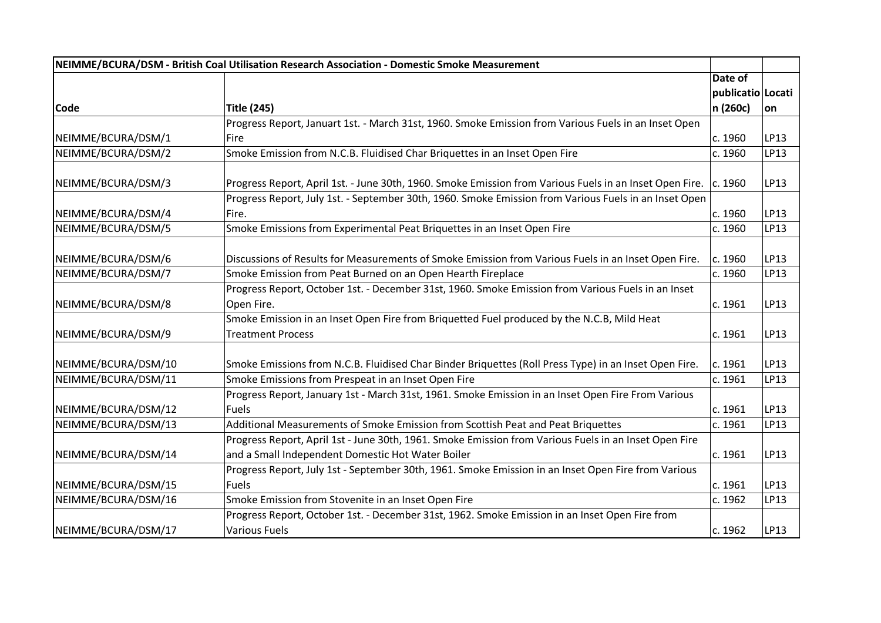| NEIMME/BCURA/DSM - British Coal Utilisation Research Association - Domestic Smoke Measurement | | | |
|---|---|---|---|
| Code | Title (245) | Date of publication (260c) | Location |
| NEIMME/BCURA/DSM/1 | Progress Report, Januart 1st. - March 31st, 1960. Smoke Emission from Various Fuels in an Inset Open Fire | c. 1960 | LP13 |
| NEIMME/BCURA/DSM/2 | Smoke Emission from N.C.B. Fluidised Char Briquettes in an Inset Open Fire | c. 1960 | LP13 |
| NEIMME/BCURA/DSM/3 | Progress Report, April 1st. - June 30th, 1960. Smoke Emission from Various Fuels in an Inset Open Fire. | c. 1960 | LP13 |
| NEIMME/BCURA/DSM/4 | Progress Report, July 1st. - September 30th, 1960. Smoke Emission from Various Fuels in an Inset Open Fire. | c. 1960 | LP13 |
| NEIMME/BCURA/DSM/5 | Smoke Emissions from Experimental Peat Briquettes in an Inset Open Fire | c. 1960 | LP13 |
| NEIMME/BCURA/DSM/6 | Discussions of Results for Measurements of Smoke Emission from Various Fuels in an Inset Open Fire. | c. 1960 | LP13 |
| NEIMME/BCURA/DSM/7 | Smoke Emission from Peat Burned on an Open Hearth Fireplace | c. 1960 | LP13 |
| NEIMME/BCURA/DSM/8 | Progress Report, October 1st. - December 31st, 1960. Smoke Emission from Various Fuels in an Inset Open Fire. | c. 1961 | LP13 |
| NEIMME/BCURA/DSM/9 | Smoke Emission in an Inset Open Fire from Briquetted Fuel produced by the N.C.B, Mild Heat Treatment Process | c. 1961 | LP13 |
| NEIMME/BCURA/DSM/10 | Smoke Emissions from N.C.B. Fluidised Char Binder Briquettes (Roll Press Type) in an Inset Open Fire. | c. 1961 | LP13 |
| NEIMME/BCURA/DSM/11 | Smoke Emissions from Prespeat in an Inset Open Fire | c. 1961 | LP13 |
| NEIMME/BCURA/DSM/12 | Progress Report, January 1st - March 31st, 1961. Smoke Emission in an Inset Open Fire From Various Fuels | c. 1961 | LP13 |
| NEIMME/BCURA/DSM/13 | Additional Measurements of Smoke Emission from Scottish Peat and Peat Briquettes | c. 1961 | LP13 |
| NEIMME/BCURA/DSM/14 | Progress Report, April 1st - June 30th, 1961. Smoke Emission from Various Fuels in an Inset Open Fire and a Small Independent Domestic Hot Water Boiler | c. 1961 | LP13 |
| NEIMME/BCURA/DSM/15 | Progress Report, July 1st - September 30th, 1961. Smoke Emission in an Inset Open Fire from Various Fuels | c. 1961 | LP13 |
| NEIMME/BCURA/DSM/16 | Smoke Emission from Stovenite in an Inset Open Fire | c. 1962 | LP13 |
| NEIMME/BCURA/DSM/17 | Progress Report, October 1st. - December 31st, 1962. Smoke Emission in an Inset Open Fire from Various Fuels | c. 1962 | LP13 |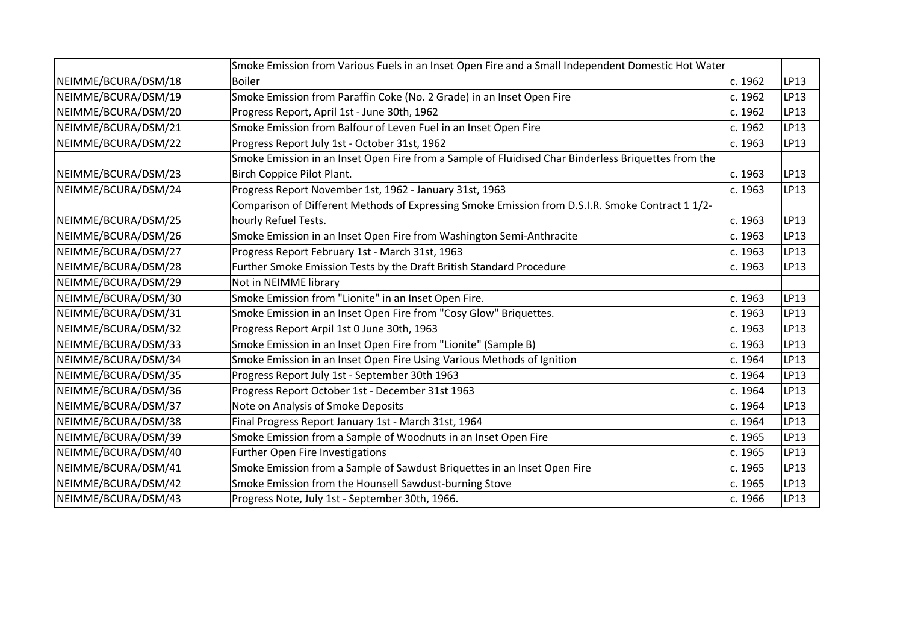| | | | |
|---|---|---|---|
| NEIMME/BCURA/DSM/18 | Smoke Emission from Various Fuels in an Inset Open Fire and a Small Independent Domestic Hot Water Boiler | c. 1962 | LP13 |
| NEIMME/BCURA/DSM/19 | Smoke Emission from Paraffin Coke (No. 2 Grade) in an Inset Open Fire | c. 1962 | LP13 |
| NEIMME/BCURA/DSM/20 | Progress Report, April 1st - June 30th, 1962 | c. 1962 | LP13 |
| NEIMME/BCURA/DSM/21 | Smoke Emission from Balfour of Leven Fuel in an Inset Open Fire | c. 1962 | LP13 |
| NEIMME/BCURA/DSM/22 | Progress Report July 1st - October 31st, 1962 | c. 1963 | LP13 |
| NEIMME/BCURA/DSM/23 | Smoke Emission in an Inset Open Fire from a Sample of Fluidised Char Binderless Briquettes from the Birch Coppice Pilot Plant. | c. 1963 | LP13 |
| NEIMME/BCURA/DSM/24 | Progress Report November 1st, 1962 - January 31st, 1963 | c. 1963 | LP13 |
| NEIMME/BCURA/DSM/25 | Comparison of Different Methods of Expressing Smoke Emission from D.S.I.R. Smoke Contract 1 1/2-hourly Refuel Tests. | c. 1963 | LP13 |
| NEIMME/BCURA/DSM/26 | Smoke Emission in an Inset Open Fire from Washington Semi-Anthracite | c. 1963 | LP13 |
| NEIMME/BCURA/DSM/27 | Progress Report February 1st - March 31st, 1963 | c. 1963 | LP13 |
| NEIMME/BCURA/DSM/28 | Further Smoke Emission Tests by the Draft British Standard Procedure | c. 1963 | LP13 |
| NEIMME/BCURA/DSM/29 | Not in NEIMME library | | |
| NEIMME/BCURA/DSM/30 | Smoke Emission from "Lionite" in an Inset Open Fire. | c. 1963 | LP13 |
| NEIMME/BCURA/DSM/31 | Smoke Emission in an Inset Open Fire from "Cosy Glow" Briquettes. | c. 1963 | LP13 |
| NEIMME/BCURA/DSM/32 | Progress Report Arpil 1st 0 June 30th, 1963 | c. 1963 | LP13 |
| NEIMME/BCURA/DSM/33 | Smoke Emission in an Inset Open Fire from "Lionite" (Sample B) | c. 1963 | LP13 |
| NEIMME/BCURA/DSM/34 | Smoke Emission in an Inset Open Fire Using Various Methods of Ignition | c. 1964 | LP13 |
| NEIMME/BCURA/DSM/35 | Progress Report July 1st - September 30th 1963 | c. 1964 | LP13 |
| NEIMME/BCURA/DSM/36 | Progress Report October 1st - December 31st 1963 | c. 1964 | LP13 |
| NEIMME/BCURA/DSM/37 | Note on Analysis of Smoke Deposits | c. 1964 | LP13 |
| NEIMME/BCURA/DSM/38 | Final Progress Report January 1st - March 31st, 1964 | c. 1964 | LP13 |
| NEIMME/BCURA/DSM/39 | Smoke Emission from a Sample of Woodnuts in an Inset Open Fire | c. 1965 | LP13 |
| NEIMME/BCURA/DSM/40 | Further Open Fire Investigations | c. 1965 | LP13 |
| NEIMME/BCURA/DSM/41 | Smoke Emission from a Sample of Sawdust Briquettes in an Inset Open Fire | c. 1965 | LP13 |
| NEIMME/BCURA/DSM/42 | Smoke Emission from the Hounsell Sawdust-burning Stove | c. 1965 | LP13 |
| NEIMME/BCURA/DSM/43 | Progress Note, July 1st - September 30th, 1966. | c. 1966 | LP13 |